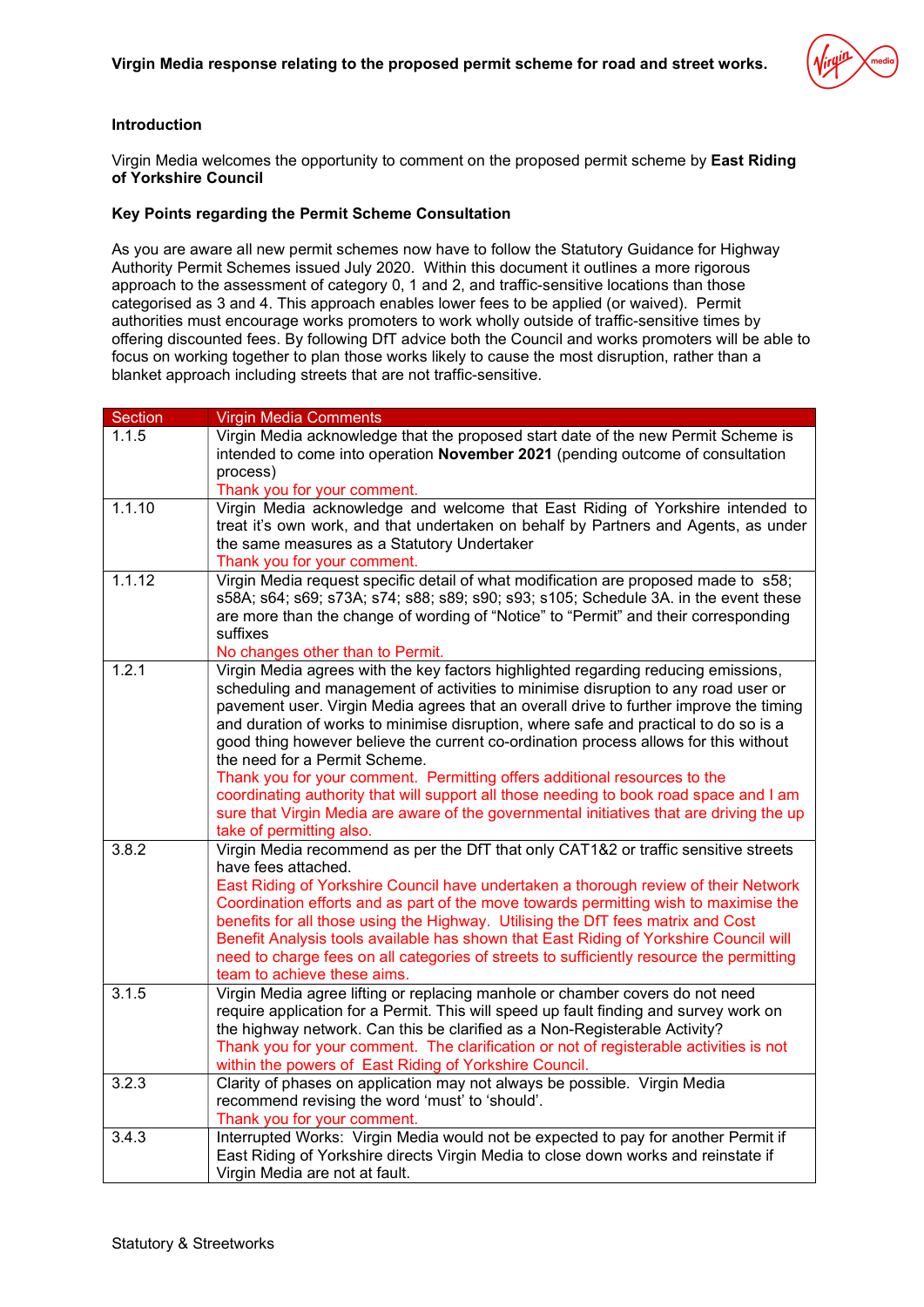**Virgin Media response relating to the proposed permit scheme for road and street works.**

**Introduction**

Virgin Media welcomes the opportunity to comment on the proposed permit scheme by **East Riding of Yorkshire Council**

**Key Points regarding the Permit Scheme Consultation**

As you are aware all new permit schemes now have to follow the Statutory Guidance for Highway Authority Permit Schemes issued July 2020. Within this document it outlines a more rigorous approach to the assessment of category 0, 1 and 2, and traffic-sensitive locations than those categorised as 3 and 4. This approach enables lower fees to be applied (or waived). Permit authorities must encourage works promoters to work wholly outside of traffic-sensitive times by offering discounted fees. By following DfT advice both the Council and works promoters will be able to focus on working together to plan those works likely to cause the most disruption, rather than a blanket approach including streets that are not traffic-sensitive.

| Section | Virgin Media Comments |
| --- | --- |
| 1.1.5 | Virgin Media acknowledge that the proposed start date of the new Permit Scheme is intended to come into operation **November 2021** (pending outcome of consultation process)<br>Thank you for your comment. |
| 1.1.10 | Virgin Media acknowledge and welcome that East Riding of Yorkshire intended to treat it's own work, and that undertaken on behalf by Partners and Agents, as under the same measures as a Statutory Undertaker<br>Thank you for your comment. |
| 1.1.12 | Virgin Media request specific detail of what modification are proposed made to s58; s58A; s64; s69; s73A; s74; s88; s89; s90; s93; s105; Schedule 3A. in the event these are more than the change of wording of "Notice" to "Permit" and their corresponding suffixes<br>No changes other than to Permit. |
| 1.2.1 | Virgin Media agrees with the key factors highlighted regarding reducing emissions, scheduling and management of activities to minimise disruption to any road user or pavement user. Virgin Media agrees that an overall drive to further improve the timing and duration of works to minimise disruption, where safe and practical to do so is a good thing however believe the current co-ordination process allows for this without the need for a Permit Scheme.<br>Thank you for your comment. Permitting offers additional resources to the coordinating authority that will support all those needing to book road space and I am sure that Virgin Media are aware of the governmental initiatives that are driving the up take of permitting also. |
| 3.8.2 | Virgin Media recommend as per the DfT that only CAT1&2 or traffic sensitive streets have fees attached.<br>East Riding of Yorkshire Council have undertaken a thorough review of their Network Coordination efforts and as part of the move towards permitting wish to maximise the benefits for all those using the Highway. Utilising the DfT fees matrix and Cost Benefit Analysis tools available has shown that East Riding of Yorkshire Council will need to charge fees on all categories of streets to sufficiently resource the permitting team to achieve these aims. |
| 3.1.5 | Virgin Media agree lifting or replacing manhole or chamber covers do not need require application for a Permit. This will speed up fault finding and survey work on the highway network. Can this be clarified as a Non-Registerable Activity?<br>Thank you for your comment. The clarification or not of registerable activities is not within the powers of East Riding of Yorkshire Council. |
| 3.2.3 | Clarity of phases on application may not always be possible. Virgin Media recommend revising the word 'must' to 'should'.<br>Thank you for your comment. |
| 3.4.3 | Interrupted Works: Virgin Media would not be expected to pay for another Permit if East Riding of Yorkshire directs Virgin Media to close down works and reinstate if Virgin Media are not at fault. |

Statutory & Streetworks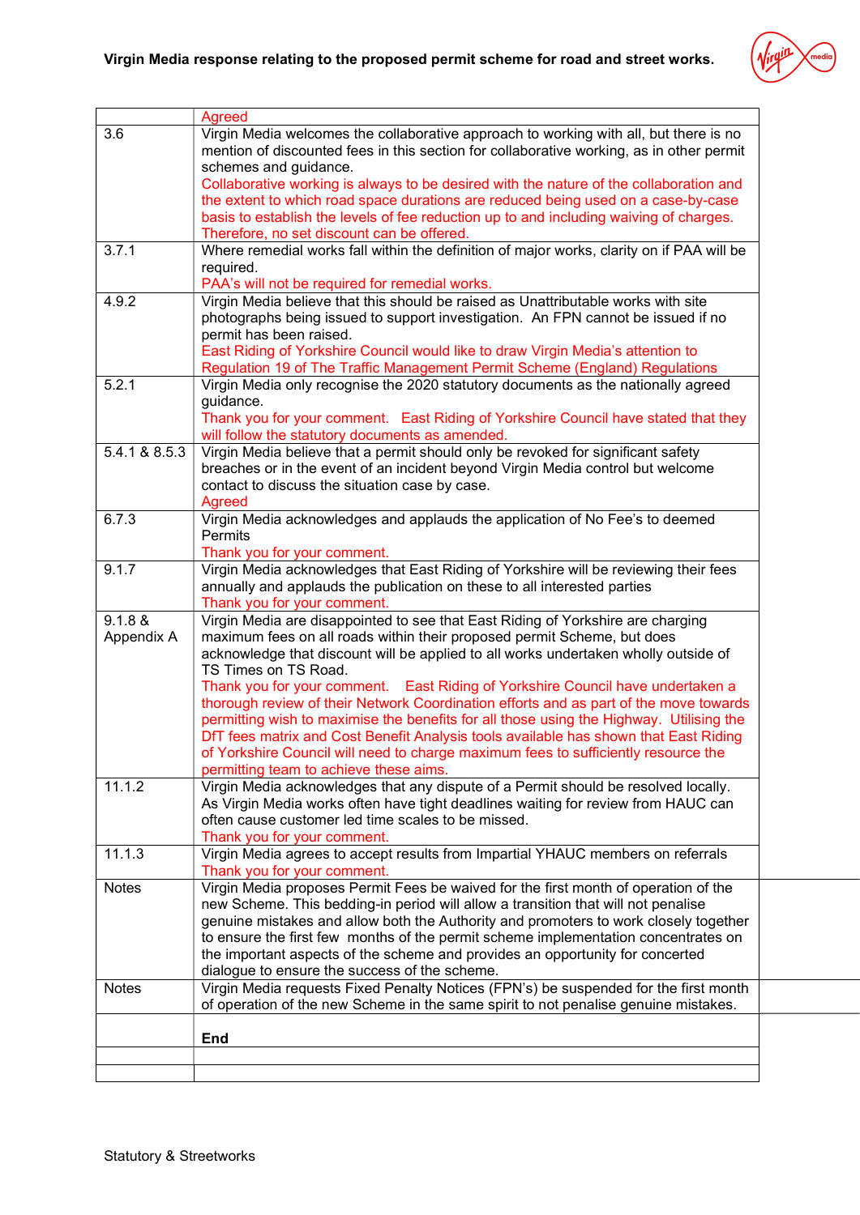| | |
|---|---|
| | Agreed |
| 3.6 | Virgin Media welcomes the collaborative approach to working with all, but there is no mention of discounted fees in this section for collaborative working, as in other permit schemes and guidance. Collaborative working is always to be desired with the nature of the collaboration and the extent to which road space durations are reduced being used on a case-by-case basis to establish the levels of fee reduction up to and including waiving of charges. Therefore, no set discount can be offered. |
| 3.7.1 | Where remedial works fall within the definition of major works, clarity on if PAA will be required. PAA's will not be required for remedial works. |
| 4.9.2 | Virgin Media believe that this should be raised as Unattributable works with site photographs being issued to support investigation. An FPN cannot be issued if no permit has been raised. East Riding of Yorkshire Council would like to draw Virgin Media's attention to Regulation 19 of The Traffic Management Permit Scheme (England) Regulations |
| 5.2.1 | Virgin Media only recognise the 2020 statutory documents as the nationally agreed guidance. Thank you for your comment. East Riding of Yorkshire Council have stated that they will follow the statutory documents as amended. |
| 5.4.1 & 8.5.3 | Virgin Media believe that a permit should only be revoked for significant safety breaches or in the event of an incident beyond Virgin Media control but welcome contact to discuss the situation case by case. Agreed |
| 6.7.3 | Virgin Media acknowledges and applauds the application of No Fee's to deemed Permits Thank you for your comment. |
| 9.1.7 | Virgin Media acknowledges that East Riding of Yorkshire will be reviewing their fees annually and applauds the publication on these to all interested parties Thank you for your comment. |
| 9.1.8 & Appendix A | Virgin Media are disappointed to see that East Riding of Yorkshire are charging maximum fees on all roads within their proposed permit Scheme, but does acknowledge that discount will be applied to all works undertaken wholly outside of TS Times on TS Road. Thank you for your comment. East Riding of Yorkshire Council have undertaken a thorough review of their Network Coordination efforts and as part of the move towards permitting wish to maximise the benefits for all those using the Highway. Utilising the DfT fees matrix and Cost Benefit Analysis tools available has shown that East Riding of Yorkshire Council will need to charge maximum fees to sufficiently resource the permitting team to achieve these aims. |
| 11.1.2 | Virgin Media acknowledges that any dispute of a Permit should be resolved locally. As Virgin Media works often have tight deadlines waiting for review from HAUC can often cause customer led time scales to be missed. Thank you for your comment. |
| 11.1.3 | Virgin Media agrees to accept results from Impartial YHAUC members on referrals Thank you for your comment. |
| Notes | Virgin Media proposes Permit Fees be waived for the first month of operation of the new Scheme. This bedding-in period will allow a transition that will not penalise genuine mistakes and allow both the Authority and promoters to work closely together to ensure the first few months of the permit scheme implementation concentrates on the important aspects of the scheme and provides an opportunity for concerted dialogue to ensure the success of the scheme. |
| Notes | Virgin Media requests Fixed Penalty Notices (FPN's) be suspended for the first month of operation of the new Scheme in the same spirit to not penalise genuine mistakes. |
| | **End** |
| | |
| | |

Statutory & Streetworks